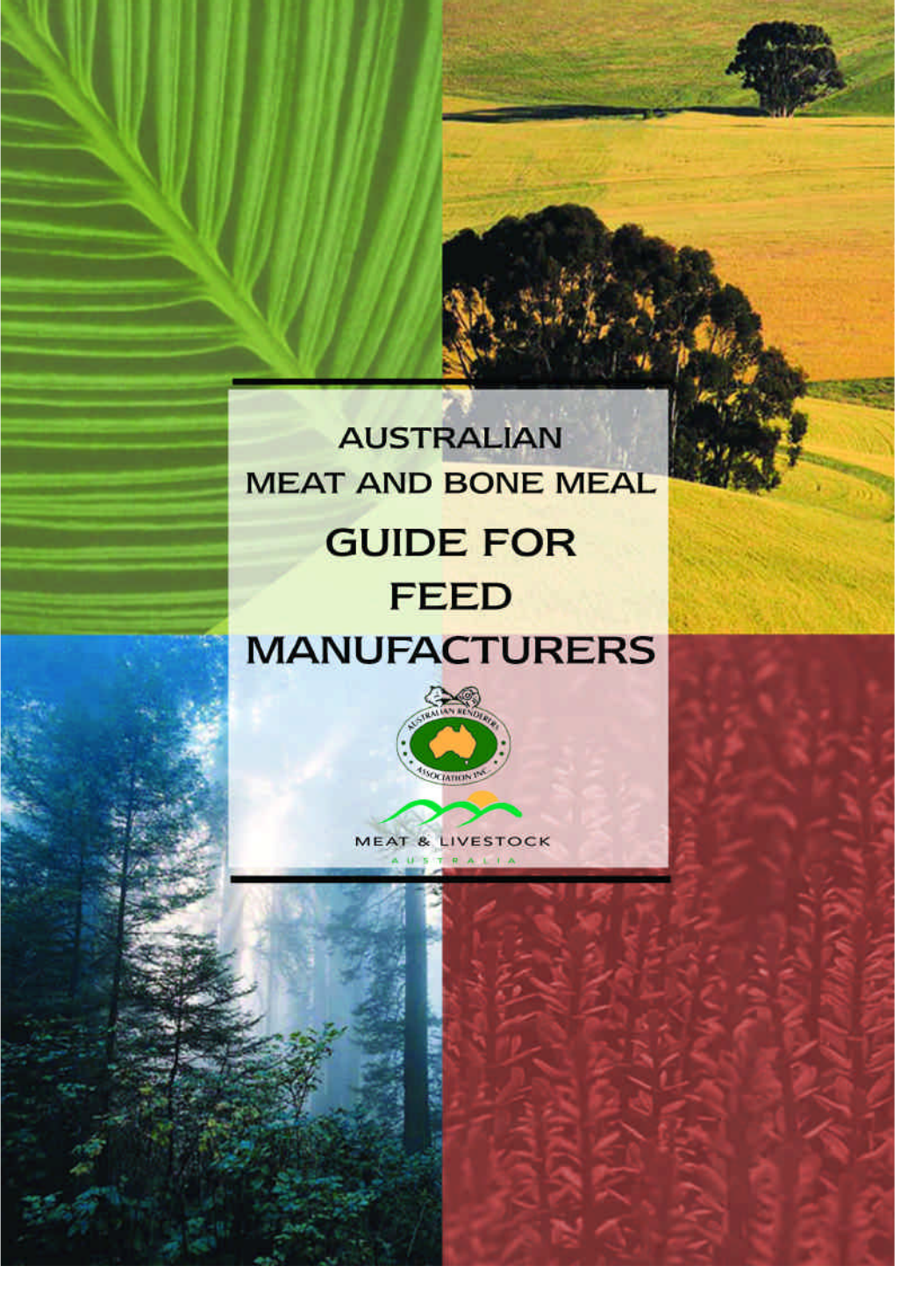# AUSTRALIAN MEAT AND BONE MEAL GUIDE FOR FEED MANUFACTURERS

AUSTRALIAN RENDERERS ASSOCIATION INC.

MEAT & LIVESTOCK AUSTRALIA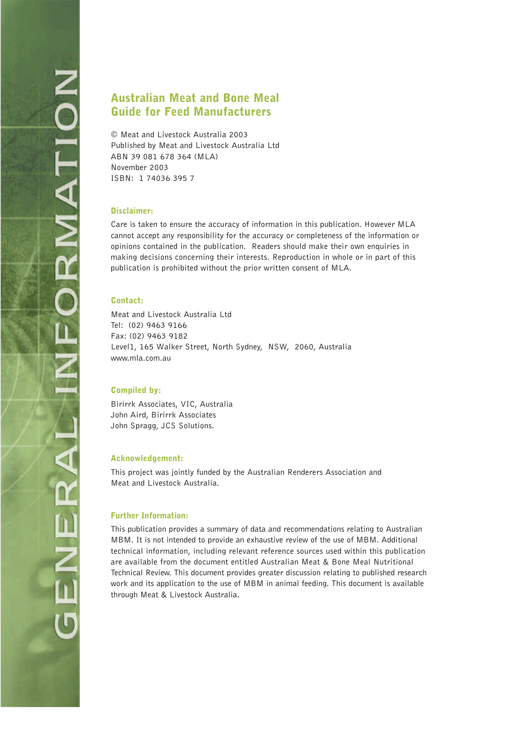GENERAL INFORMATION

## Australian Meat and Bone Meal Guide for Feed Manufacturers

© Meat and Livestock Australia 2003
Published by Meat and Livestock Australia Ltd
ABN 39 081 678 364 (MLA)
November 2003
ISBN: 1 74036 395 7

### Disclaimer:

Care is taken to ensure the accuracy of information in this publication. However MLA cannot accept any responsibility for the accuracy or completeness of the information or opinions contained in the publication. Readers should make their own enquiries in making decisions concerning their interests. Reproduction in whole or in part of this publication is prohibited without the prior written consent of MLA.

### Contact:

Meat and Livestock Australia Ltd
Tel: (02) 9463 9166
Fax: (02) 9463 9182
Level1, 165 Walker Street, North Sydney, NSW, 2060, Australia
www.mla.com.au

### Compiled by:

Birirrk Associates, VIC, Australia
John Aird, Birirrk Associates
John Spragg, JCS Solutions.

### Acknowledgement:

This project was jointly funded by the Australian Renderers Association and Meat and Livestock Australia.

### Further Information:

This publication provides a summary of data and recommendations relating to Australian MBM. It is not intended to provide an exhaustive review of the use of MBM. Additional technical information, including relevant reference sources used within this publication are available from the document entitled Australian Meat & Bone Meal Nutritional Technical Review. This document provides greater discussion relating to published research work and its application to the use of MBM in animal feeding. This document is available through Meat & Livestock Australia.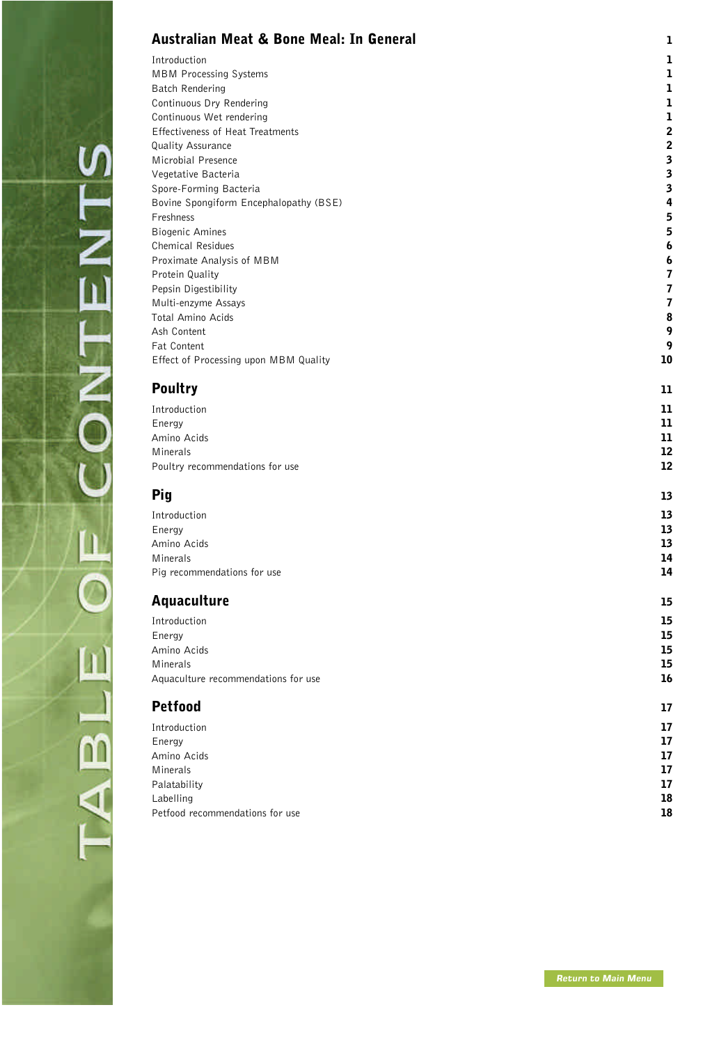# TABLE OF CONTENTS

| | |
|---|---|
| **Australian Meat & Bone Meal: In General** | **1** |
| Introduction | 1 |
| MBM Processing Systems | 1 |
| Batch Rendering | 1 |
| Continuous Dry Rendering | 1 |
| Continuous Wet rendering | 1 |
| Effectiveness of Heat Treatments | 2 |
| Quality Assurance | 2 |
| Microbial Presence | 3 |
| Vegetative Bacteria | 3 |
| Spore-Forming Bacteria | 3 |
| Bovine Spongiform Encephalopathy (BSE) | 4 |
| Freshness | 5 |
| Biogenic Amines | 5 |
| Chemical Residues | 6 |
| Proximate Analysis of MBM | 6 |
| Protein Quality | 7 |
| Pepsin Digestibility | 7 |
| Multi-enzyme Assays | 7 |
| Total Amino Acids | 8 |
| Ash Content | 9 |
| Fat Content | 9 |
| Effect of Processing upon MBM Quality | 10 |
| **Poultry** | **11** |
| Introduction | 11 |
| Energy | 11 |
| Amino Acids | 11 |
| Minerals | 12 |
| Poultry recommendations for use | 12 |
| **Pig** | **13** |
| Introduction | 13 |
| Energy | 13 |
| Amino Acids | 13 |
| Minerals | 14 |
| Pig recommendations for use | 14 |
| **Aquaculture** | **15** |
| Introduction | 15 |
| Energy | 15 |
| Amino Acids | 15 |
| Minerals | 15 |
| Aquaculture recommendations for use | 16 |
| **Petfood** | **17** |
| Introduction | 17 |
| Energy | 17 |
| Amino Acids | 17 |
| Minerals | 17 |
| Palatability | 17 |
| Labelling | 18 |
| Petfood recommendations for use | 18 |

Return to Main Menu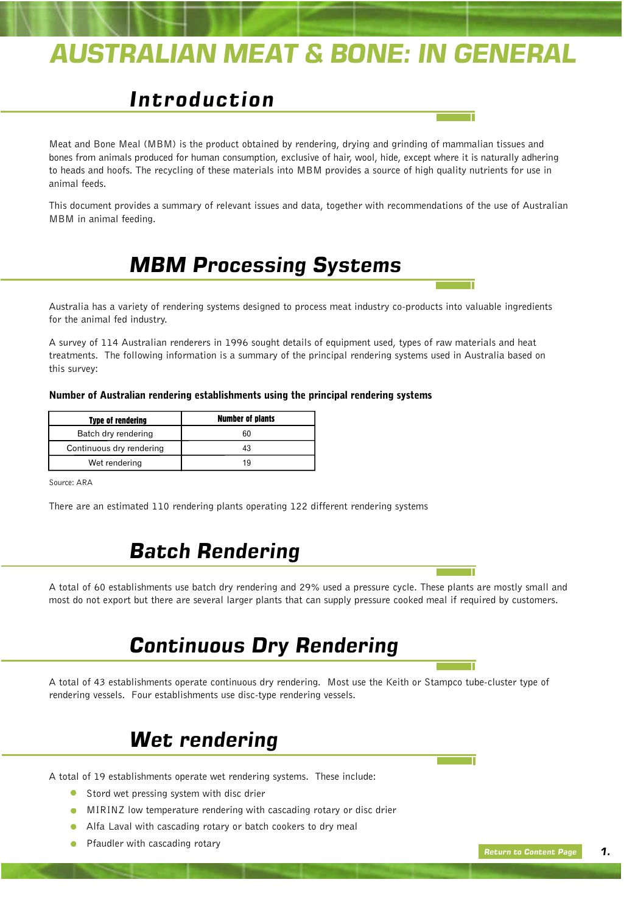# AUSTRALIAN MEAT & BONE: IN GENERAL

## Introduction

Meat and Bone Meal (MBM) is the product obtained by rendering, drying and grinding of mammalian tissues and bones from animals produced for human consumption, exclusive of hair, wool, hide, except where it is naturally adhering to heads and hoofs. The recycling of these materials into MBM provides a source of high quality nutrients for use in animal feeds.

This document provides a summary of relevant issues and data, together with recommendations of the use of Australian MBM in animal feeding.

## MBM Processing Systems

Australia has a variety of rendering systems designed to process meat industry co-products into valuable ingredients for the animal fed industry.

A survey of 114 Australian renderers in 1996 sought details of equipment used, types of raw materials and heat treatments. The following information is a summary of the principal rendering systems used in Australia based on this survey:

**Number of Australian rendering establishments using the principal rendering systems**

| Type of rendering | Number of plants |
|---|---|
| Batch dry rendering | 60 |
| Continuous dry rendering | 43 |
| Wet rendering | 19 |

Source: ARA

There are an estimated 110 rendering plants operating 122 different rendering systems

## Batch Rendering

A total of 60 establishments use batch dry rendering and 29% used a pressure cycle. These plants are mostly small and most do not export but there are several larger plants that can supply pressure cooked meal if required by customers.

## Continuous Dry Rendering

A total of 43 establishments operate continuous dry rendering. Most use the Keith or Stampco tube-cluster type of rendering vessels. Four establishments use disc-type rendering vessels.

## Wet rendering

A total of 19 establishments operate wet rendering systems. These include:

- Stord wet pressing system with disc drier
- MIRINZ low temperature rendering with cascading rotary or disc drier
- Alfa Laval with cascading rotary or batch cookers to dry meal
- Pfaudler with cascading rotary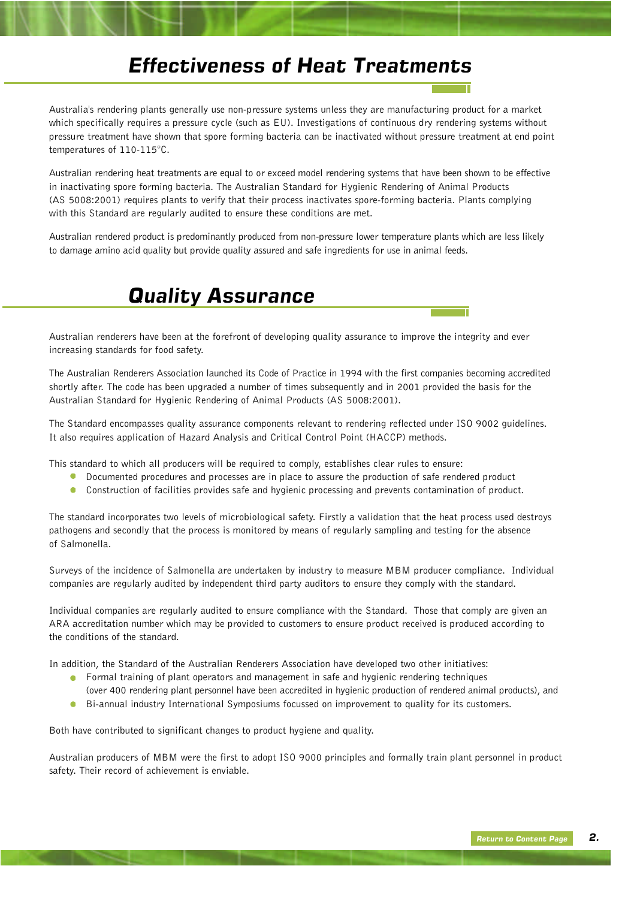# *Effectiveness of Heat Treatments*

Australia's rendering plants generally use non-pressure systems unless they are manufacturing product for a market which specifically requires a pressure cycle (such as EU). Investigations of continuous dry rendering systems without pressure treatment have shown that spore forming bacteria can be inactivated without pressure treatment at end point temperatures of 110-115°C.

Australian rendering heat treatments are equal to or exceed model rendering systems that have been shown to be effective in inactivating spore forming bacteria. The Australian Standard for Hygienic Rendering of Animal Products (AS 5008:2001) requires plants to verify that their process inactivates spore-forming bacteria. Plants complying with this Standard are regularly audited to ensure these conditions are met.

Australian rendered product is predominantly produced from non-pressure lower temperature plants which are less likely to damage amino acid quality but provide quality assured and safe ingredients for use in animal feeds.

# *Quality Assurance*

Australian renderers have been at the forefront of developing quality assurance to improve the integrity and ever increasing standards for food safety.

The Australian Renderers Association launched its Code of Practice in 1994 with the first companies becoming accredited shortly after. The code has been upgraded a number of times subsequently and in 2001 provided the basis for the Australian Standard for Hygienic Rendering of Animal Products (AS 5008:2001).

The Standard encompasses quality assurance components relevant to rendering reflected under ISO 9002 guidelines. It also requires application of Hazard Analysis and Critical Control Point (HACCP) methods.

This standard to which all producers will be required to comply, establishes clear rules to ensure:

- Documented procedures and processes are in place to assure the production of safe rendered product
- Construction of facilities provides safe and hygienic processing and prevents contamination of product.

The standard incorporates two levels of microbiological safety. Firstly a validation that the heat process used destroys pathogens and secondly that the process is monitored by means of regularly sampling and testing for the absence of Salmonella.

Surveys of the incidence of Salmonella are undertaken by industry to measure MBM producer compliance. Individual companies are regularly audited by independent third party auditors to ensure they comply with the standard.

Individual companies are regularly audited to ensure compliance with the Standard. Those that comply are given an ARA accreditation number which may be provided to customers to ensure product received is produced according to the conditions of the standard.

In addition, the Standard of the Australian Renderers Association have developed two other initiatives:

- Formal training of plant operators and management in safe and hygienic rendering techniques (over 400 rendering plant personnel have been accredited in hygienic production of rendered animal products), and
- Bi-annual industry International Symposiums focussed on improvement to quality for its customers.

Both have contributed to significant changes to product hygiene and quality.

Australian producers of MBM were the first to adopt ISO 9000 principles and formally train plant personnel in product safety. Their record of achievement is enviable.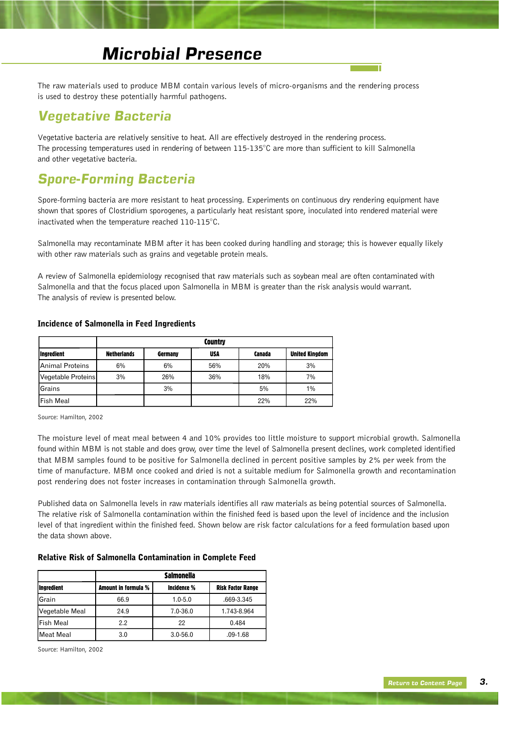# Microbial Presence

The raw materials used to produce MBM contain various levels of micro-organisms and the rendering process is used to destroy these potentially harmful pathogens.

## Vegetative Bacteria

Vegetative bacteria are relatively sensitive to heat. All are effectively destroyed in the rendering process. The processing temperatures used in rendering of between 115-135°C are more than sufficient to kill Salmonella and other vegetative bacteria.

## Spore-Forming Bacteria

Spore-forming bacteria are more resistant to heat processing. Experiments on continuous dry rendering equipment have shown that spores of Clostridium sporogenes, a particularly heat resistant spore, inoculated into rendered material were inactivated when the temperature reached 110-115°C.

Salmonella may recontaminate MBM after it has been cooked during handling and storage; this is however equally likely with other raw materials such as grains and vegetable protein meals.

A review of Salmonella epidemiology recognised that raw materials such as soybean meal are often contaminated with Salmonella and that the focus placed upon Salmonella in MBM is greater than the risk analysis would warrant. The analysis of review is presented below.

**Incidence of Salmonella in Feed Ingredients**

| | Country | | | | |
|---|---|---|---|---|---|
| **Ingredient** | **Netherlands** | **Germany** | **USA** | **Canada** | **United Kingdom** |
| Animal Proteins | 6% | 6% | 56% | 20% | 3% |
| Vegetable Proteins | 3% | 26% | 36% | 18% | 7% |
| Grains | | 3% | | 5% | 1% |
| Fish Meal | | | | 22% | 22% |

Source: Hamilton, 2002

The moisture level of meat meal between 4 and 10% provides too little moisture to support microbial growth. Salmonella found within MBM is not stable and does grow, over time the level of Salmonella present declines, work completed identified that MBM samples found to be positive for Salmonella declined in percent positive samples by 2% per week from the time of manufacture. MBM once cooked and dried is not a suitable medium for Salmonella growth and recontamination post rendering does not foster increases in contamination through Salmonella growth.

Published data on Salmonella levels in raw materials identifies all raw materials as being potential sources of Salmonella. The relative risk of Salmonella contamination within the finished feed is based upon the level of incidence and the inclusion level of that ingredient within the finished feed. Shown below are risk factor calculations for a feed formulation based upon the data shown above.

**Relative Risk of Salmonella Contamination in Complete Feed**

| | Salmonella | | |
|---|---|---|---|
| **Ingredient** | **Amount in formula %** | **Incidence %** | **Risk Factor Range** |
| Grain | 66.9 | 1.0-5.0 | .669-3.345 |
| Vegetable Meal | 24.9 | 7.0-36.0 | 1.743-8.964 |
| Fish Meal | 2.2 | 22 | 0.484 |
| Meat Meal | 3.0 | 3.0-56.0 | .09-1.68 |

Source: Hamilton, 2002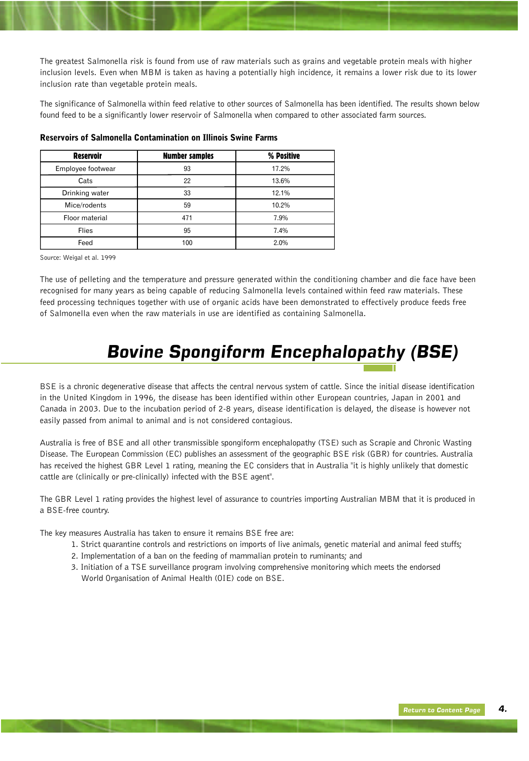The greatest Salmonella risk is found from use of raw materials such as grains and vegetable protein meals with higher inclusion levels. Even when MBM is taken as having a potentially high incidence, it remains a lower risk due to its lower inclusion rate than vegetable protein meals.

The significance of Salmonella within feed relative to other sources of Salmonella has been identified. The results shown below found feed to be a significantly lower reservoir of Salmonella when compared to other associated farm sources.

**Reservoirs of Salmonella Contamination on Illinois Swine Farms**

| Reservoir | Number samples | % Positive |
|---|---|---|
| Employee footwear | 93 | 17.2% |
| Cats | 22 | 13.6% |
| Drinking water | 33 | 12.1% |
| Mice/rodents | 59 | 10.2% |
| Floor material | 471 | 7.9% |
| Flies | 95 | 7.4% |
| Feed | 100 | 2.0% |

Source: Weigal et al. 1999

The use of pelleting and the temperature and pressure generated within the conditioning chamber and die face have been recognised for many years as being capable of reducing Salmonella levels contained within feed raw materials. These feed processing techniques together with use of organic acids have been demonstrated to effectively produce feeds free of Salmonella even when the raw materials in use are identified as containing Salmonella.

# Bovine Spongiform Encephalopathy (BSE)

BSE is a chronic degenerative disease that affects the central nervous system of cattle. Since the initial disease identification in the United Kingdom in 1996, the disease has been identified within other European countries, Japan in 2001 and Canada in 2003. Due to the incubation period of 2-8 years, disease identification is delayed, the disease is however not easily passed from animal to animal and is not considered contagious.

Australia is free of BSE and all other transmissible spongiform encephalopathy (TSE) such as Scrapie and Chronic Wasting Disease. The European Commission (EC) publishes an assessment of the geographic BSE risk (GBR) for countries. Australia has received the highest GBR Level 1 rating, meaning the EC considers that in Australia "it is highly unlikely that domestic cattle are (clinically or pre-clinically) infected with the BSE agent".

The GBR Level 1 rating provides the highest level of assurance to countries importing Australian MBM that it is produced in a BSE-free country.

The key measures Australia has taken to ensure it remains BSE free are:

1. Strict quarantine controls and restrictions on imports of live animals, genetic material and animal feed stuffs;
2. Implementation of a ban on the feeding of mammalian protein to ruminants; and
3. Initiation of a TSE surveillance program involving comprehensive monitoring which meets the endorsed World Organisation of Animal Health (OIE) code on BSE.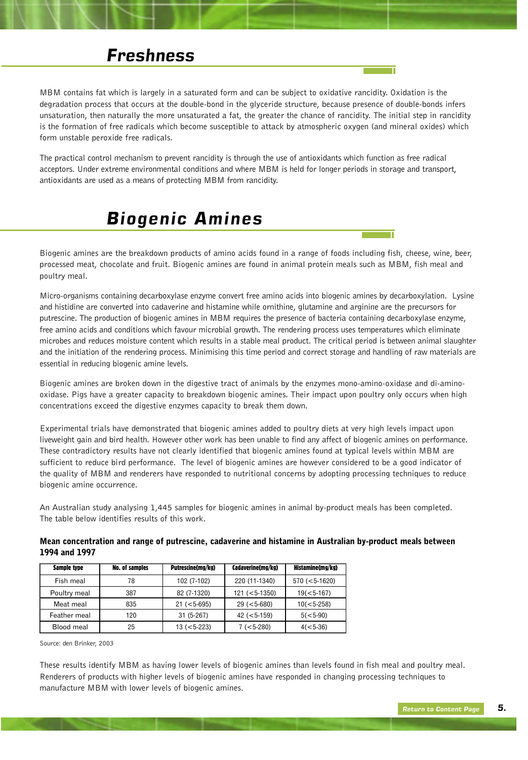## Freshness

MBM contains fat which is largely in a saturated form and can be subject to oxidative rancidity. Oxidation is the degradation process that occurs at the double-bond in the glyceride structure, because presence of double-bonds infers unsaturation, then naturally the more unsaturated a fat, the greater the chance of rancidity. The initial step in rancidity is the formation of free radicals which become susceptible to attack by atmospheric oxygen (and mineral oxides) which form unstable peroxide free radicals.

The practical control mechanism to prevent rancidity is through the use of antioxidants which function as free radical acceptors. Under extreme environmental conditions and where MBM is held for longer periods in storage and transport, antioxidants are used as a means of protecting MBM from rancidity.

## Biogenic Amines

Biogenic amines are the breakdown products of amino acids found in a range of foods including fish, cheese, wine, beer, processed meat, chocolate and fruit. Biogenic amines are found in animal protein meals such as MBM, fish meal and poultry meal.

Micro-organisms containing decarboxylase enzyme convert free amino acids into biogenic amines by decarboxylation. Lysine and histidine are converted into cadaverine and histamine while ornithine, glutamine and arginine are the precursors for putrescine. The production of biogenic amines in MBM requires the presence of bacteria containing decarboxylase enzyme, free amino acids and conditions which favour microbial growth. The rendering process uses temperatures which eliminate microbes and reduces moisture content which results in a stable meal product. The critical period is between animal slaughter and the initiation of the rendering process. Minimising this time period and correct storage and handling of raw materials are essential in reducing biogenic amine levels.

Biogenic amines are broken down in the digestive tract of animals by the enzymes mono-amino-oxidase and di-amino-oxidase. Pigs have a greater capacity to breakdown biogenic amines. Their impact upon poultry only occurs when high concentrations exceed the digestive enzymes capacity to break them down.

Experimental trials have demonstrated that biogenic amines added to poultry diets at very high levels impact upon liveweight gain and bird health. However other work has been unable to find any affect of biogenic amines on performance. These contradictory results have not clearly identified that biogenic amines found at typical levels within MBM are sufficient to reduce bird performance. The level of biogenic amines are however considered to be a good indicator of the quality of MBM and renderers have responded to nutritional concerns by adopting processing techniques to reduce biogenic amine occurrence.

An Australian study analysing 1,445 samples for biogenic amines in animal by-product meals has been completed. The table below identifies results of this work.

**Mean concentration and range of putrescine, cadaverine and histamine in Australian by-product meals between 1994 and 1997**

| Sample type | No. of samples | Putrescine(mg/kg) | Cadaverine(mg/kg) | Histamine(mg/kg) |
|---|---|---|---|---|
| Fish meal | 78 | 102 (7-102) | 220 (11-1340) | 570 (<5-1620) |
| Poultry meal | 387 | 82 (7-1320) | 121 (<5-1350) | 19(<5-167) |
| Meat meal | 835 | 21 (<5-695) | 29 (<5-680) | 10(<5-258) |
| Feather meal | 120 | 31 (5-267) | 42 (<5-159) | 5(<5-90) |
| Blood meal | 25 | 13 (<5-223) | 7 (<5-280) | 4(<5-36) |

Source: den Brinker, 2003

These results identify MBM as having lower levels of biogenic amines than levels found in fish meal and poultry meal. Renderers of products with higher levels of biogenic amines have responded in changing processing techniques to manufacture MBM with lower levels of biogenic amines.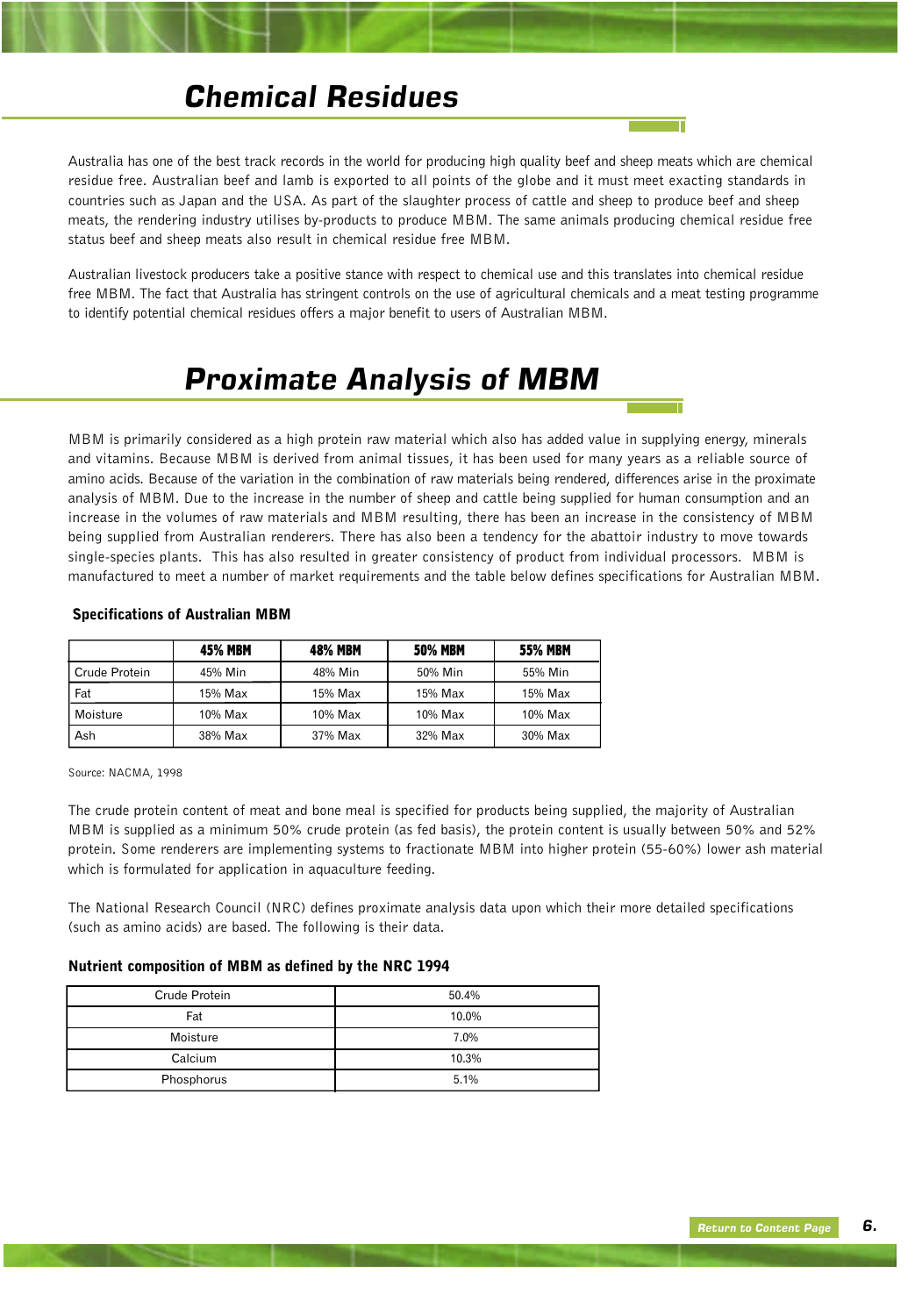# Chemical Residues

Australia has one of the best track records in the world for producing high quality beef and sheep meats which are chemical residue free. Australian beef and lamb is exported to all points of the globe and it must meet exacting standards in countries such as Japan and the USA. As part of the slaughter process of cattle and sheep to produce beef and sheep meats, the rendering industry utilises by-products to produce MBM. The same animals producing chemical residue free status beef and sheep meats also result in chemical residue free MBM.

Australian livestock producers take a positive stance with respect to chemical use and this translates into chemical residue free MBM. The fact that Australia has stringent controls on the use of agricultural chemicals and a meat testing programme to identify potential chemical residues offers a major benefit to users of Australian MBM.

# Proximate Analysis of MBM

MBM is primarily considered as a high protein raw material which also has added value in supplying energy, minerals and vitamins. Because MBM is derived from animal tissues, it has been used for many years as a reliable source of amino acids. Because of the variation in the combination of raw materials being rendered, differences arise in the proximate analysis of MBM. Due to the increase in the number of sheep and cattle being supplied for human consumption and an increase in the volumes of raw materials and MBM resulting, there has been an increase in the consistency of MBM being supplied from Australian renderers. There has also been a tendency for the abattoir industry to move towards single-species plants. This has also resulted in greater consistency of product from individual processors. MBM is manufactured to meet a number of market requirements and the table below defines specifications for Australian MBM.

**Specifications of Australian MBM**

| | 45% MBM | 48% MBM | 50% MBM | 55% MBM |
|---|---|---|---|---|
| Crude Protein | 45% Min | 48% Min | 50% Min | 55% Min |
| Fat | 15% Max | 15% Max | 15% Max | 15% Max |
| Moisture | 10% Max | 10% Max | 10% Max | 10% Max |
| Ash | 38% Max | 37% Max | 32% Max | 30% Max |

Source: NACMA, 1998

The crude protein content of meat and bone meal is specified for products being supplied, the majority of Australian MBM is supplied as a minimum 50% crude protein (as fed basis), the protein content is usually between 50% and 52% protein. Some renderers are implementing systems to fractionate MBM into higher protein (55-60%) lower ash material which is formulated for application in aquaculture feeding.

The National Research Council (NRC) defines proximate analysis data upon which their more detailed specifications (such as amino acids) are based. The following is their data.

**Nutrient composition of MBM as defined by the NRC 1994**

| Nutrient | Value |
|---|---|
| Crude Protein | 50.4% |
| Fat | 10.0% |
| Moisture | 7.0% |
| Calcium | 10.3% |
| Phosphorus | 5.1% |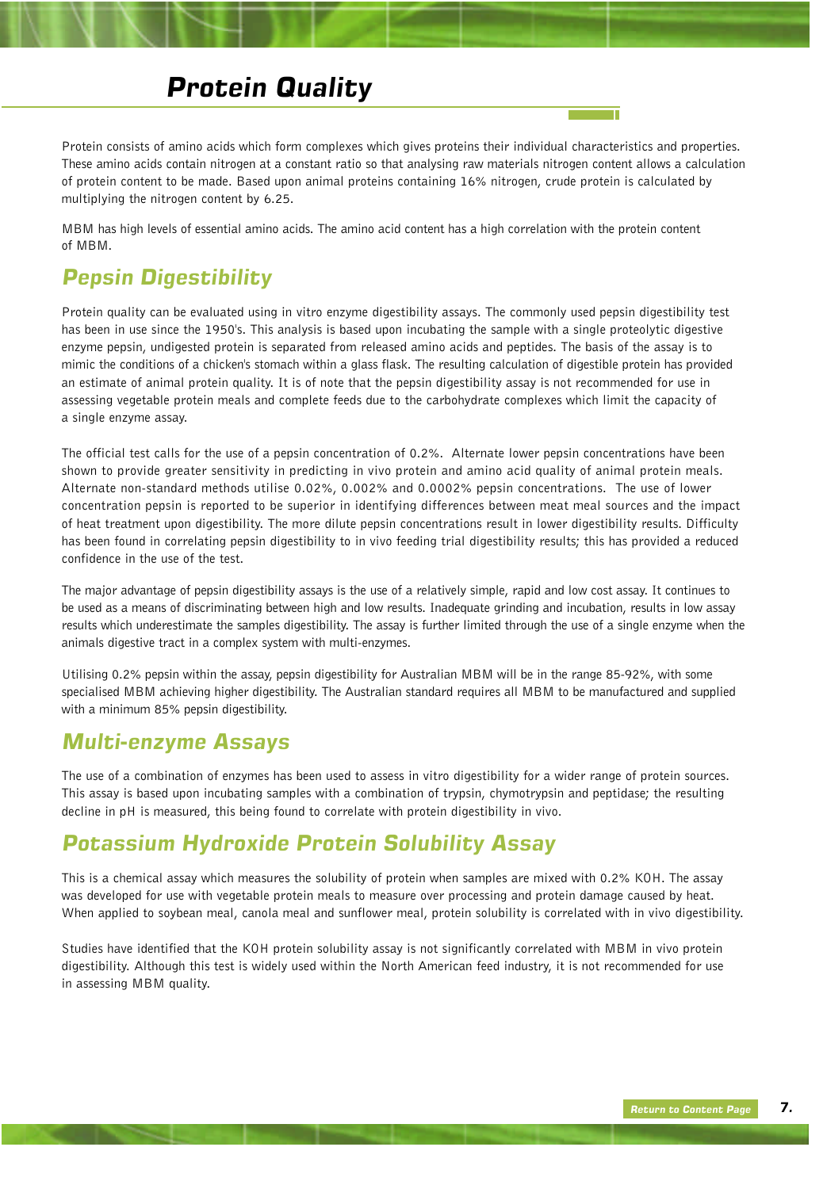# Protein Quality

Protein consists of amino acids which form complexes which gives proteins their individual characteristics and properties. These amino acids contain nitrogen at a constant ratio so that analysing raw materials nitrogen content allows a calculation of protein content to be made. Based upon animal proteins containing 16% nitrogen, crude protein is calculated by multiplying the nitrogen content by 6.25.

MBM has high levels of essential amino acids. The amino acid content has a high correlation with the protein content of MBM.

## Pepsin Digestibility

Protein quality can be evaluated using in vitro enzyme digestibility assays. The commonly used pepsin digestibility test has been in use since the 1950's. This analysis is based upon incubating the sample with a single proteolytic digestive enzyme pepsin, undigested protein is separated from released amino acids and peptides. The basis of the assay is to mimic the conditions of a chicken's stomach within a glass flask. The resulting calculation of digestible protein has provided an estimate of animal protein quality. It is of note that the pepsin digestibility assay is not recommended for use in assessing vegetable protein meals and complete feeds due to the carbohydrate complexes which limit the capacity of a single enzyme assay.

The official test calls for the use of a pepsin concentration of 0.2%. Alternate lower pepsin concentrations have been shown to provide greater sensitivity in predicting in vivo protein and amino acid quality of animal protein meals. Alternate non-standard methods utilise 0.02%, 0.002% and 0.0002% pepsin concentrations. The use of lower concentration pepsin is reported to be superior in identifying differences between meat meal sources and the impact of heat treatment upon digestibility. The more dilute pepsin concentrations result in lower digestibility results. Difficulty has been found in correlating pepsin digestibility to in vivo feeding trial digestibility results; this has provided a reduced confidence in the use of the test.

The major advantage of pepsin digestibility assays is the use of a relatively simple, rapid and low cost assay. It continues to be used as a means of discriminating between high and low results. Inadequate grinding and incubation, results in low assay results which underestimate the samples digestibility. The assay is further limited through the use of a single enzyme when the animals digestive tract in a complex system with multi-enzymes.

Utilising 0.2% pepsin within the assay, pepsin digestibility for Australian MBM will be in the range 85-92%, with some specialised MBM achieving higher digestibility. The Australian standard requires all MBM to be manufactured and supplied with a minimum 85% pepsin digestibility.

## Multi-enzyme Assays

The use of a combination of enzymes has been used to assess in vitro digestibility for a wider range of protein sources. This assay is based upon incubating samples with a combination of trypsin, chymotrypsin and peptidase; the resulting decline in pH is measured, this being found to correlate with protein digestibility in vivo.

## Potassium Hydroxide Protein Solubility Assay

This is a chemical assay which measures the solubility of protein when samples are mixed with 0.2% KOH. The assay was developed for use with vegetable protein meals to measure over processing and protein damage caused by heat. When applied to soybean meal, canola meal and sunflower meal, protein solubility is correlated with in vivo digestibility.

Studies have identified that the KOH protein solubility assay is not significantly correlated with MBM in vivo protein digestibility. Although this test is widely used within the North American feed industry, it is not recommended for use in assessing MBM quality.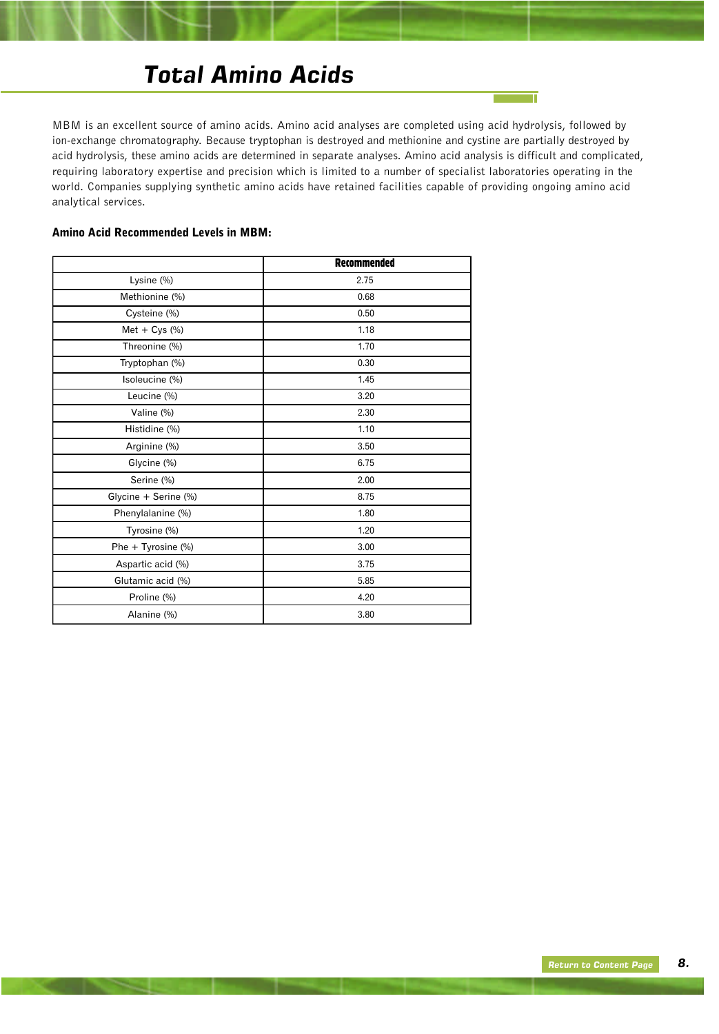# Total Amino Acids

MBM is an excellent source of amino acids. Amino acid analyses are completed using acid hydrolysis, followed by ion-exchange chromatography. Because tryptophan is destroyed and methionine and cystine are partially destroyed by acid hydrolysis, these amino acids are determined in separate analyses. Amino acid analysis is difficult and complicated, requiring laboratory expertise and precision which is limited to a number of specialist laboratories operating in the world. Companies supplying synthetic amino acids have retained facilities capable of providing ongoing amino acid analytical services.

**Amino Acid Recommended Levels in MBM:**

| | Recommended |
|---|---|
| Lysine (%) | 2.75 |
| Methionine (%) | 0.68 |
| Cysteine (%) | 0.50 |
| Met + Cys (%) | 1.18 |
| Threonine (%) | 1.70 |
| Tryptophan (%) | 0.30 |
| Isoleucine (%) | 1.45 |
| Leucine (%) | 3.20 |
| Valine (%) | 2.30 |
| Histidine (%) | 1.10 |
| Arginine (%) | 3.50 |
| Glycine (%) | 6.75 |
| Serine (%) | 2.00 |
| Glycine + Serine (%) | 8.75 |
| Phenylalanine (%) | 1.80 |
| Tyrosine (%) | 1.20 |
| Phe + Tyrosine (%) | 3.00 |
| Aspartic acid (%) | 3.75 |
| Glutamic acid (%) | 5.85 |
| Proline (%) | 4.20 |
| Alanine (%) | 3.80 |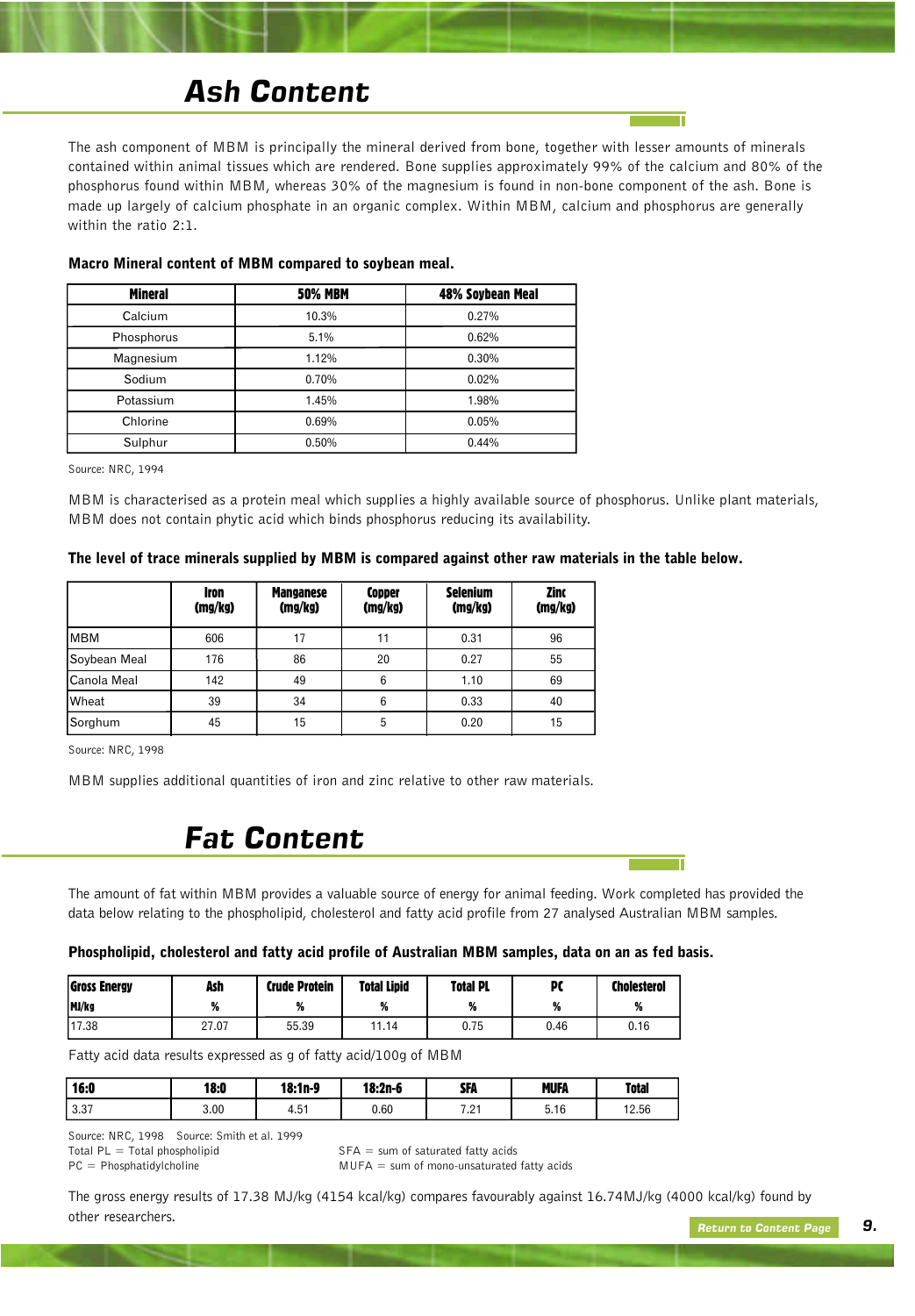# Ash Content

The ash component of MBM is principally the mineral derived from bone, together with lesser amounts of minerals contained within animal tissues which are rendered. Bone supplies approximately 99% of the calcium and 80% of the phosphorus found within MBM, whereas 30% of the magnesium is found in non-bone component of the ash. Bone is made up largely of calcium phosphate in an organic complex. Within MBM, calcium and phosphorus are generally within the ratio 2:1.

**Macro Mineral content of MBM compared to soybean meal.**

| Mineral | 50% MBM | 48% Soybean Meal |
|---|---|---|
| Calcium | 10.3% | 0.27% |
| Phosphorus | 5.1% | 0.62% |
| Magnesium | 1.12% | 0.30% |
| Sodium | 0.70% | 0.02% |
| Potassium | 1.45% | 1.98% |
| Chlorine | 0.69% | 0.05% |
| Sulphur | 0.50% | 0.44% |

Source: NRC, 1994

MBM is characterised as a protein meal which supplies a highly available source of phosphorus. Unlike plant materials, MBM does not contain phytic acid which binds phosphorus reducing its availability.

**The level of trace minerals supplied by MBM is compared against other raw materials in the table below.**

| | Iron (mg/kg) | Manganese (mg/kg) | Copper (mg/kg) | Selenium (mg/kg) | Zinc (mg/kg) |
|---|---|---|---|---|---|
| MBM | 606 | 17 | 11 | 0.31 | 96 |
| Soybean Meal | 176 | 86 | 20 | 0.27 | 55 |
| Canola Meal | 142 | 49 | 6 | 1.10 | 69 |
| Wheat | 39 | 34 | 6 | 0.33 | 40 |
| Sorghum | 45 | 15 | 5 | 0.20 | 15 |

Source: NRC, 1998

MBM supplies additional quantities of iron and zinc relative to other raw materials.

# Fat Content

The amount of fat within MBM provides a valuable source of energy for animal feeding. Work completed has provided the data below relating to the phospholipid, cholesterol and fatty acid profile from 27 analysed Australian MBM samples.

**Phospholipid, cholesterol and fatty acid profile of Australian MBM samples, data on an as fed basis.**

| Gross Energy MJ/kg | Ash % | Crude Protein % | Total Lipid % | Total PL % | PC % | Cholesterol % |
|---|---|---|---|---|---|---|
| 17.38 | 27.07 | 55.39 | 11.14 | 0.75 | 0.46 | 0.16 |

Fatty acid data results expressed as g of fatty acid/100g of MBM

| 16:0 | 18:0 | 18:1n-9 | 18:2n-6 | SFA | MUFA | Total |
|---|---|---|---|---|---|---|
| 3.37 | 3.00 | 4.51 | 0.60 | 7.21 | 5.16 | 12.56 |

Source: NRC, 1998 Source: Smith et al. 1999

Total PL = Total phospholipid
PC = Phosphatidylcholine
SFA = sum of saturated fatty acids
MUFA = sum of mono-unsaturated fatty acids

The gross energy results of 17.38 MJ/kg (4154 kcal/kg) compares favourably against 16.74MJ/kg (4000 kcal/kg) found by other researchers.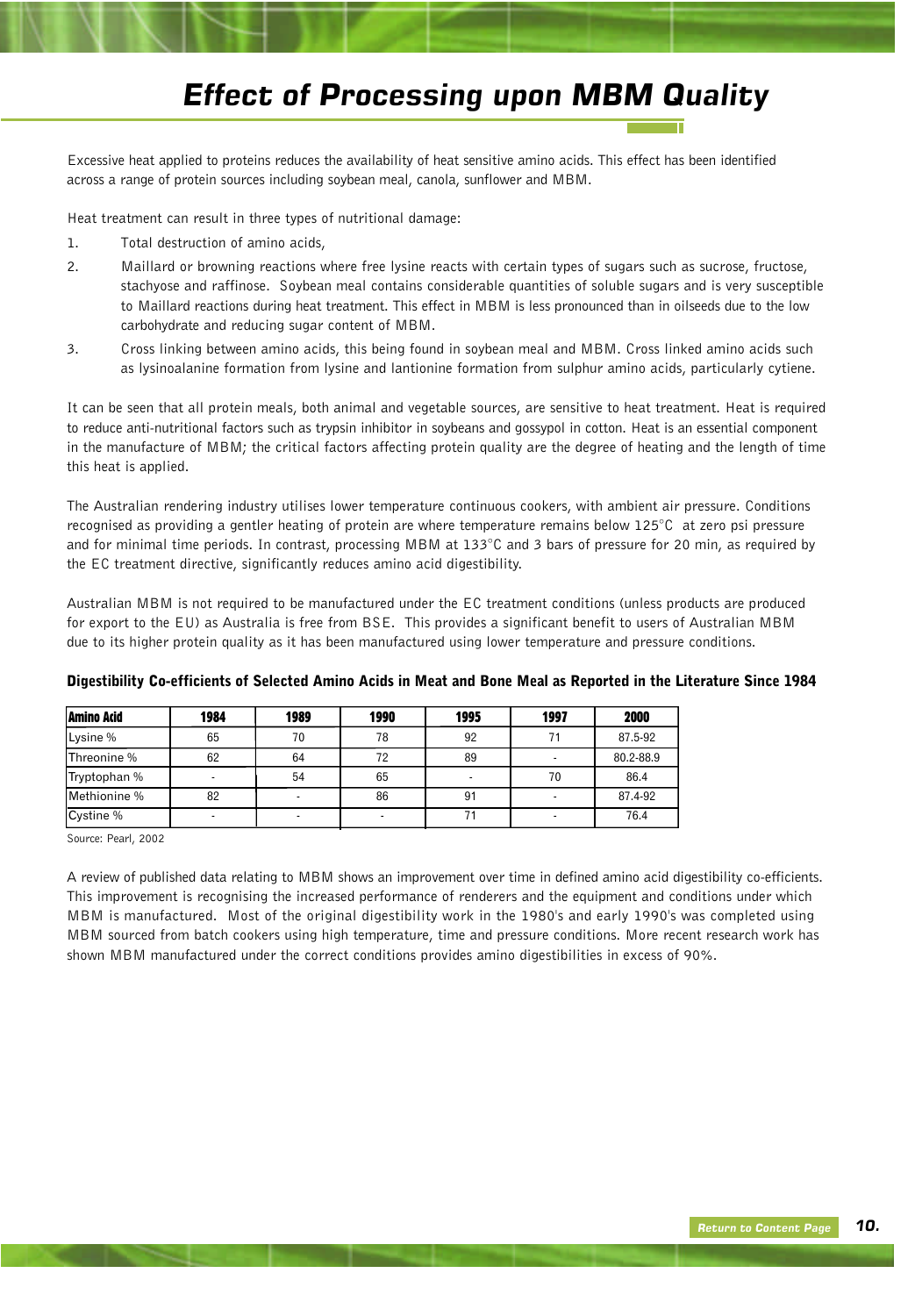# Effect of Processing upon MBM Quality

Excessive heat applied to proteins reduces the availability of heat sensitive amino acids. This effect has been identified across a range of protein sources including soybean meal, canola, sunflower and MBM.

Heat treatment can result in three types of nutritional damage:

1. Total destruction of amino acids,
2. Maillard or browning reactions where free lysine reacts with certain types of sugars such as sucrose, fructose, stachyose and raffinose. Soybean meal contains considerable quantities of soluble sugars and is very susceptible to Maillard reactions during heat treatment. This effect in MBM is less pronounced than in oilseeds due to the low carbohydrate and reducing sugar content of MBM.
3. Cross linking between amino acids, this being found in soybean meal and MBM. Cross linked amino acids such as lysinoalanine formation from lysine and lantionine formation from sulphur amino acids, particularly cytiene.

It can be seen that all protein meals, both animal and vegetable sources, are sensitive to heat treatment. Heat is required to reduce anti-nutritional factors such as trypsin inhibitor in soybeans and gossypol in cotton. Heat is an essential component in the manufacture of MBM; the critical factors affecting protein quality are the degree of heating and the length of time this heat is applied.

The Australian rendering industry utilises lower temperature continuous cookers, with ambient air pressure. Conditions recognised as providing a gentler heating of protein are where temperature remains below 125°C at zero psi pressure and for minimal time periods. In contrast, processing MBM at 133°C and 3 bars of pressure for 20 min, as required by the EC treatment directive, significantly reduces amino acid digestibility.

Australian MBM is not required to be manufactured under the EC treatment conditions (unless products are produced for export to the EU) as Australia is free from BSE. This provides a significant benefit to users of Australian MBM due to its higher protein quality as it has been manufactured using lower temperature and pressure conditions.

**Digestibility Co-efficients of Selected Amino Acids in Meat and Bone Meal as Reported in the Literature Since 1984**

| Amino Acid | 1984 | 1989 | 1990 | 1995 | 1997 | 2000 |
|---|---|---|---|---|---|---|
| Lysine % | 65 | 70 | 78 | 92 | 71 | 87.5-92 |
| Threonine % | 62 | 64 | 72 | 89 | - | 80.2-88.9 |
| Tryptophan % | - | 54 | 65 | - | 70 | 86.4 |
| Methionine % | 82 | - | 86 | 91 | - | 87.4-92 |
| Cystine % | - | - | - | 71 | - | 76.4 |

Source: Pearl, 2002

A review of published data relating to MBM shows an improvement over time in defined amino acid digestibility co-efficients. This improvement is recognising the increased performance of renderers and the equipment and conditions under which MBM is manufactured. Most of the original digestibility work in the 1980's and early 1990's was completed using MBM sourced from batch cookers using high temperature, time and pressure conditions. More recent research work has shown MBM manufactured under the correct conditions provides amino digestibilities in excess of 90%.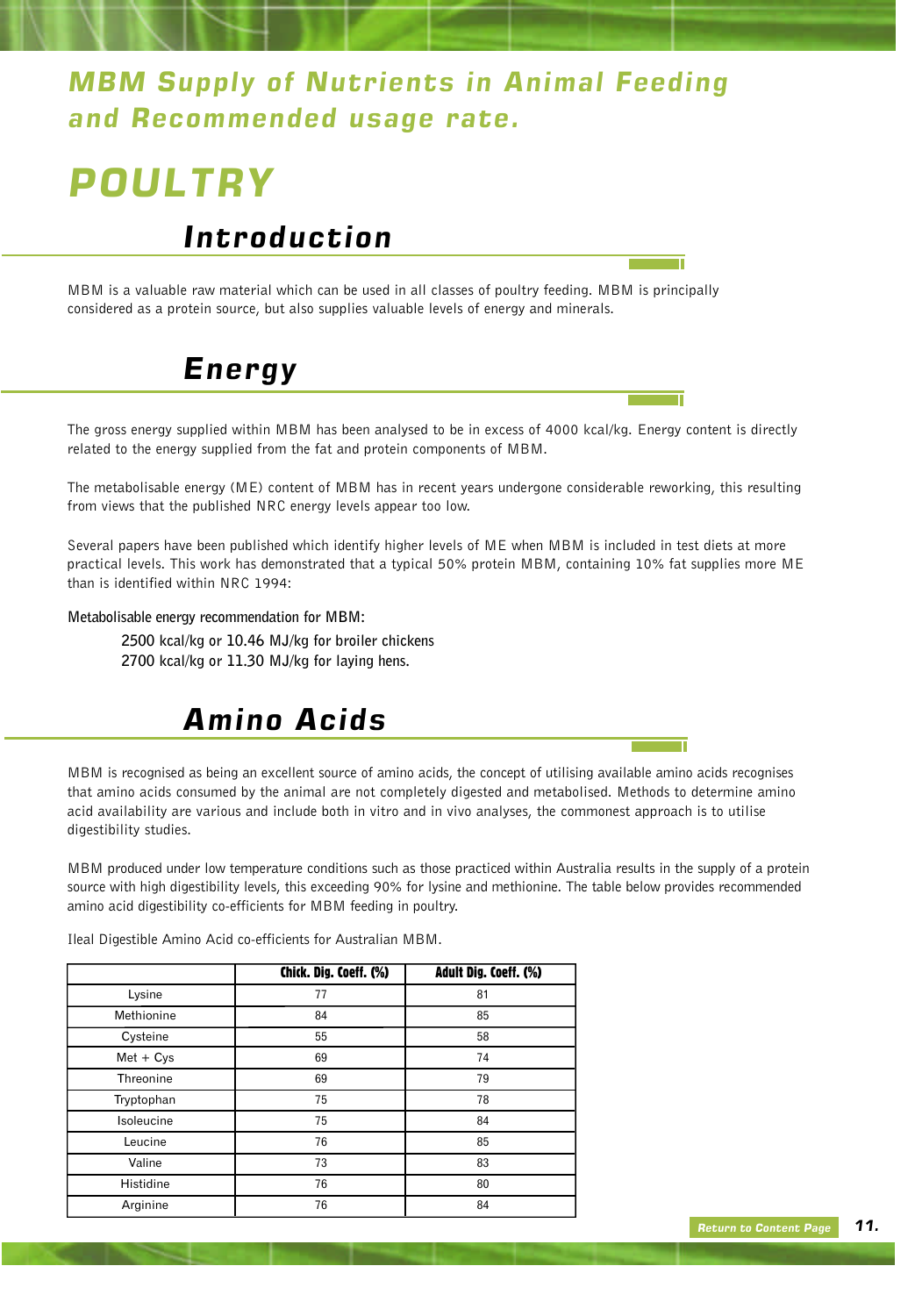# MBM Supply of Nutrients in Animal Feeding and Recommended usage rate.

# POULTRY

## Introduction

MBM is a valuable raw material which can be used in all classes of poultry feeding. MBM is principally considered as a protein source, but also supplies valuable levels of energy and minerals.

## Energy

The gross energy supplied within MBM has been analysed to be in excess of 4000 kcal/kg. Energy content is directly related to the energy supplied from the fat and protein components of MBM.

The metabolisable energy (ME) content of MBM has in recent years undergone considerable reworking, this resulting from views that the published NRC energy levels appear too low.

Several papers have been published which identify higher levels of ME when MBM is included in test diets at more practical levels. This work has demonstrated that a typical 50% protein MBM, containing 10% fat supplies more ME than is identified within NRC 1994:

**Metabolisable energy recommendation for MBM:**

**2500 kcal/kg or 10.46 MJ/kg for broiler chickens**
**2700 kcal/kg or 11.30 MJ/kg for laying hens.**

## Amino Acids

MBM is recognised as being an excellent source of amino acids, the concept of utilising available amino acids recognises that amino acids consumed by the animal are not completely digested and metabolised. Methods to determine amino acid availability are various and include both in vitro and in vivo analyses, the commonest approach is to utilise digestibility studies.

MBM produced under low temperature conditions such as those practiced within Australia results in the supply of a protein source with high digestibility levels, this exceeding 90% for lysine and methionine. The table below provides recommended amino acid digestibility co-efficients for MBM feeding in poultry.

Ileal Digestible Amino Acid co-efficients for Australian MBM.

| | Chick. Dig. Coeff. (%) | Adult Dig. Coeff. (%) |
|---|---|---|
| Lysine | 77 | 81 |
| Methionine | 84 | 85 |
| Cysteine | 55 | 58 |
| Met + Cys | 69 | 74 |
| Threonine | 69 | 79 |
| Tryptophan | 75 | 78 |
| Isoleucine | 75 | 84 |
| Leucine | 76 | 85 |
| Valine | 73 | 83 |
| Histidine | 76 | 80 |
| Arginine | 76 | 84 |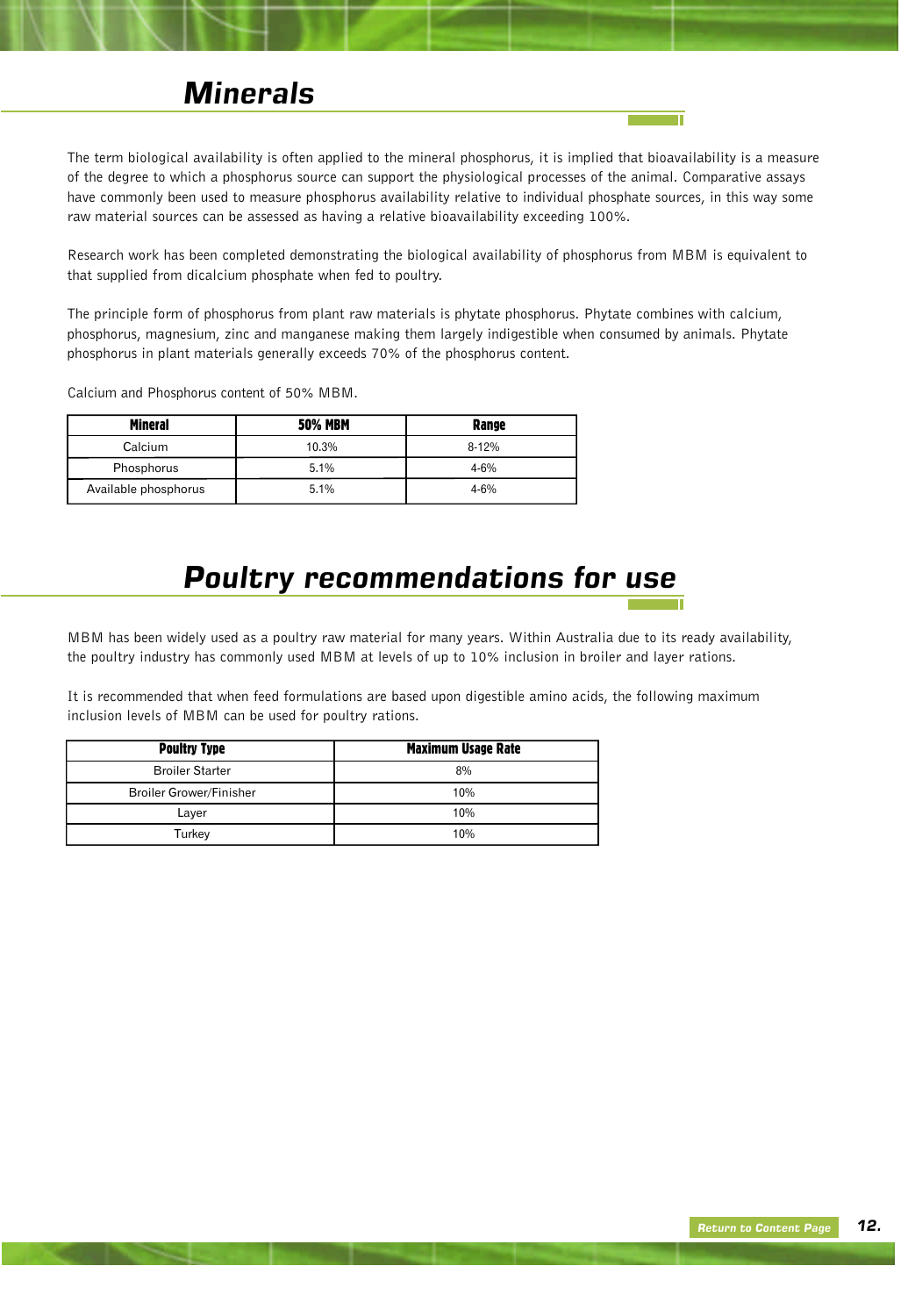## Minerals

The term biological availability is often applied to the mineral phosphorus, it is implied that bioavailability is a measure of the degree to which a phosphorus source can support the physiological processes of the animal. Comparative assays have commonly been used to measure phosphorus availability relative to individual phosphate sources, in this way some raw material sources can be assessed as having a relative bioavailability exceeding 100%.

Research work has been completed demonstrating the biological availability of phosphorus from MBM is equivalent to that supplied from dicalcium phosphate when fed to poultry.

The principle form of phosphorus from plant raw materials is phytate phosphorus. Phytate combines with calcium, phosphorus, magnesium, zinc and manganese making them largely indigestible when consumed by animals. Phytate phosphorus in plant materials generally exceeds 70% of the phosphorus content.

Calcium and Phosphorus content of 50% MBM.

| Mineral | 50% MBM | Range |
|---|---|---|
| Calcium | 10.3% | 8-12% |
| Phosphorus | 5.1% | 4-6% |
| Available phosphorus | 5.1% | 4-6% |

## Poultry recommendations for use

MBM has been widely used as a poultry raw material for many years. Within Australia due to its ready availability, the poultry industry has commonly used MBM at levels of up to 10% inclusion in broiler and layer rations.

It is recommended that when feed formulations are based upon digestible amino acids, the following maximum inclusion levels of MBM can be used for poultry rations.

| Poultry Type | Maximum Usage Rate |
|---|---|
| Broiler Starter | 8% |
| Broiler Grower/Finisher | 10% |
| Layer | 10% |
| Turkey | 10% |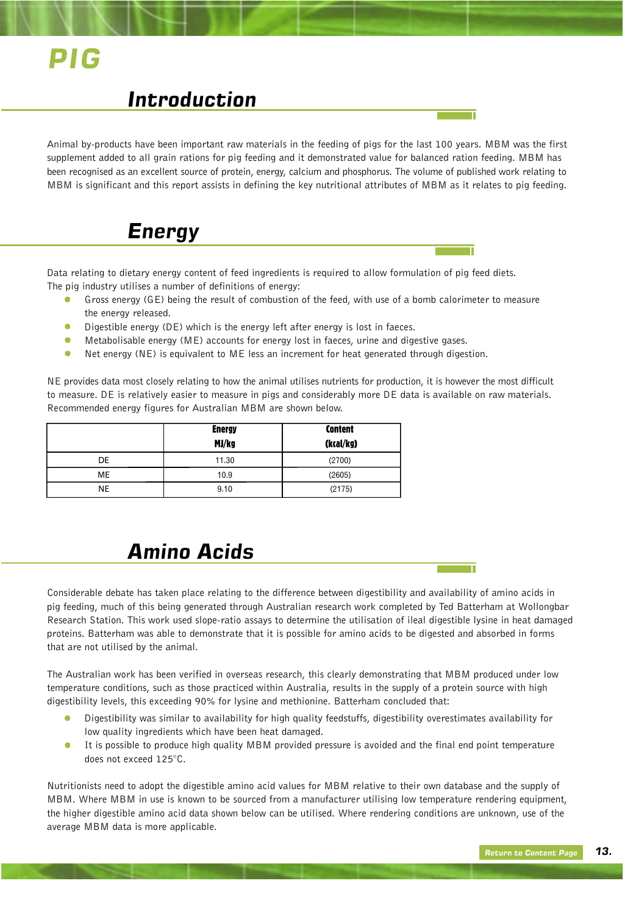# PIG

## Introduction

Animal by-products have been important raw materials in the feeding of pigs for the last 100 years. MBM was the first supplement added to all grain rations for pig feeding and it demonstrated value for balanced ration feeding. MBM has been recognised as an excellent source of protein, energy, calcium and phosphorus. The volume of published work relating to MBM is significant and this report assists in defining the key nutritional attributes of MBM as it relates to pig feeding.

## Energy

Data relating to dietary energy content of feed ingredients is required to allow formulation of pig feed diets. The pig industry utilises a number of definitions of energy:

- Gross energy (GE) being the result of combustion of the feed, with use of a bomb calorimeter to measure the energy released.
- Digestible energy (DE) which is the energy left after energy is lost in faeces.
- Metabolisable energy (ME) accounts for energy lost in faeces, urine and digestive gases.
- Net energy (NE) is equivalent to ME less an increment for heat generated through digestion.

NE provides data most closely relating to how the animal utilises nutrients for production, it is however the most difficult to measure. DE is relatively easier to measure in pigs and considerably more DE data is available on raw materials. Recommended energy figures for Australian MBM are shown below.

| | Energy MJ/kg | Content (kcal/kg) |
|---|---|---|
| DE | 11.30 | (2700) |
| ME | 10.9 | (2605) |
| NE | 9.10 | (2175) |

## Amino Acids

Considerable debate has taken place relating to the difference between digestibility and availability of amino acids in pig feeding, much of this being generated through Australian research work completed by Ted Batterham at Wollongbar Research Station. This work used slope-ratio assays to determine the utilisation of ileal digestible lysine in heat damaged proteins. Batterham was able to demonstrate that it is possible for amino acids to be digested and absorbed in forms that are not utilised by the animal.

The Australian work has been verified in overseas research, this clearly demonstrating that MBM produced under low temperature conditions, such as those practiced within Australia, results in the supply of a protein source with high digestibility levels, this exceeding 90% for lysine and methionine. Batterham concluded that:

- Digestibility was similar to availability for high quality feedstuffs, digestibility overestimates availability for low quality ingredients which have been heat damaged.
- It is possible to produce high quality MBM provided pressure is avoided and the final end point temperature does not exceed 125°C.

Nutritionists need to adopt the digestible amino acid values for MBM relative to their own database and the supply of MBM. Where MBM in use is known to be sourced from a manufacturer utilising low temperature rendering equipment, the higher digestible amino acid data shown below can be utilised. Where rendering conditions are unknown, use of the average MBM data is more applicable.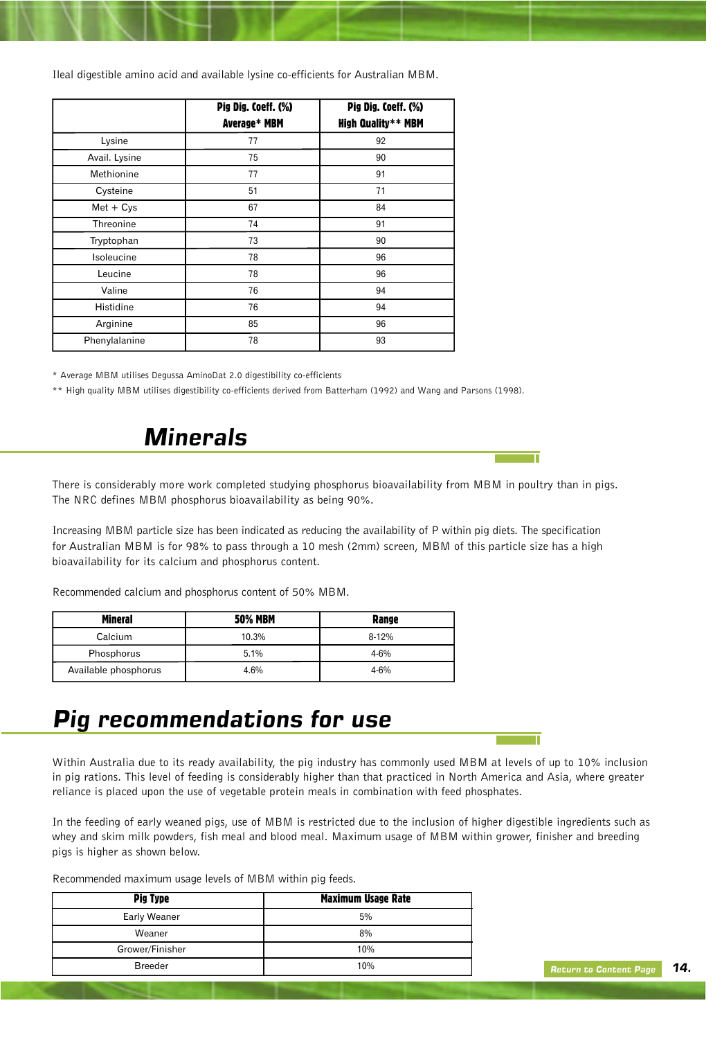Ileal digestible amino acid and available lysine co-efficients for Australian MBM.

| | Pig Dig. Coeff. (%) Average* MBM | Pig Dig. Coeff. (%) High Quality** MBM |
|---|---|---|
| Lysine | 77 | 92 |
| Avail. Lysine | 75 | 90 |
| Methionine | 77 | 91 |
| Cysteine | 51 | 71 |
| Met + Cys | 67 | 84 |
| Threonine | 74 | 91 |
| Tryptophan | 73 | 90 |
| Isoleucine | 78 | 96 |
| Leucine | 78 | 96 |
| Valine | 76 | 94 |
| Histidine | 76 | 94 |
| Arginine | 85 | 96 |
| Phenylalanine | 78 | 93 |

* Average MBM utilises Degussa AminoDat 2.0 digestibility co-efficients

** High quality MBM utilises digestibility co-efficients derived from Batterham (1992) and Wang and Parsons (1998).

## Minerals

There is considerably more work completed studying phosphorus bioavailability from MBM in poultry than in pigs. The NRC defines MBM phosphorus bioavailability as being 90%.

Increasing MBM particle size has been indicated as reducing the availability of P within pig diets. The specification for Australian MBM is for 98% to pass through a 10 mesh (2mm) screen, MBM of this particle size has a high bioavailability for its calcium and phosphorus content.

Recommended calcium and phosphorus content of 50% MBM.

| Mineral | 50% MBM | Range |
|---|---|---|
| Calcium | 10.3% | 8-12% |
| Phosphorus | 5.1% | 4-6% |
| Available phosphorus | 4.6% | 4-6% |

## Pig recommendations for use

Within Australia due to its ready availability, the pig industry has commonly used MBM at levels of up to 10% inclusion in pig rations. This level of feeding is considerably higher than that practiced in North America and Asia, where greater reliance is placed upon the use of vegetable protein meals in combination with feed phosphates.

In the feeding of early weaned pigs, use of MBM is restricted due to the inclusion of higher digestible ingredients such as whey and skim milk powders, fish meal and blood meal. Maximum usage of MBM within grower, finisher and breeding pigs is higher as shown below.

Recommended maximum usage levels of MBM within pig feeds.

| Pig Type | Maximum Usage Rate |
|---|---|
| Early Weaner | 5% |
| Weaner | 8% |
| Grower/Finisher | 10% |
| Breeder | 10% |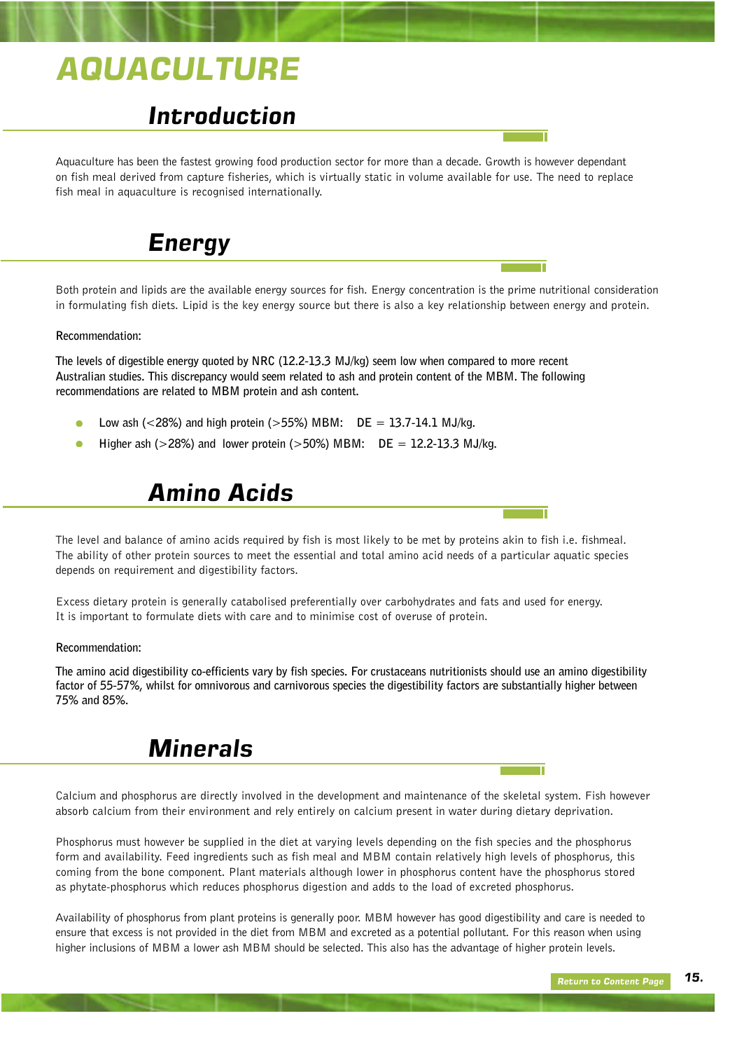# AQUACULTURE

## Introduction

Aquaculture has been the fastest growing food production sector for more than a decade. Growth is however dependant on fish meal derived from capture fisheries, which is virtually static in volume available for use. The need to replace fish meal in aquaculture is recognised internationally.

## Energy

Both protein and lipids are the available energy sources for fish. Energy concentration is the prime nutritional consideration in formulating fish diets. Lipid is the key energy source but there is also a key relationship between energy and protein.

Recommendation:

The levels of digestible energy quoted by NRC (12.2-13.3 MJ/kg) seem low when compared to more recent Australian studies. This discrepancy would seem related to ash and protein content of the MBM. The following recommendations are related to MBM protein and ash content.

- Low ash (<28%) and high protein (>55%) MBM: DE = 13.7-14.1 MJ/kg.
- Higher ash (>28%) and lower protein (>50%) MBM: DE = 12.2-13.3 MJ/kg.

## Amino Acids

The level and balance of amino acids required by fish is most likely to be met by proteins akin to fish i.e. fishmeal. The ability of other protein sources to meet the essential and total amino acid needs of a particular aquatic species depends on requirement and digestibility factors.

Excess dietary protein is generally catabolised preferentially over carbohydrates and fats and used for energy. It is important to formulate diets with care and to minimise cost of overuse of protein.

Recommendation:

The amino acid digestibility co-efficients vary by fish species. For crustaceans nutritionists should use an amino digestibility factor of 55-57%, whilst for omnivorous and carnivorous species the digestibility factors are substantially higher between 75% and 85%.

## Minerals

Calcium and phosphorus are directly involved in the development and maintenance of the skeletal system. Fish however absorb calcium from their environment and rely entirely on calcium present in water during dietary deprivation.

Phosphorus must however be supplied in the diet at varying levels depending on the fish species and the phosphorus form and availability. Feed ingredients such as fish meal and MBM contain relatively high levels of phosphorus, this coming from the bone component. Plant materials although lower in phosphorus content have the phosphorus stored as phytate-phosphorus which reduces phosphorus digestion and adds to the load of excreted phosphorus.

Availability of phosphorus from plant proteins is generally poor. MBM however has good digestibility and care is needed to ensure that excess is not provided in the diet from MBM and excreted as a potential pollutant. For this reason when using higher inclusions of MBM a lower ash MBM should be selected. This also has the advantage of higher protein levels.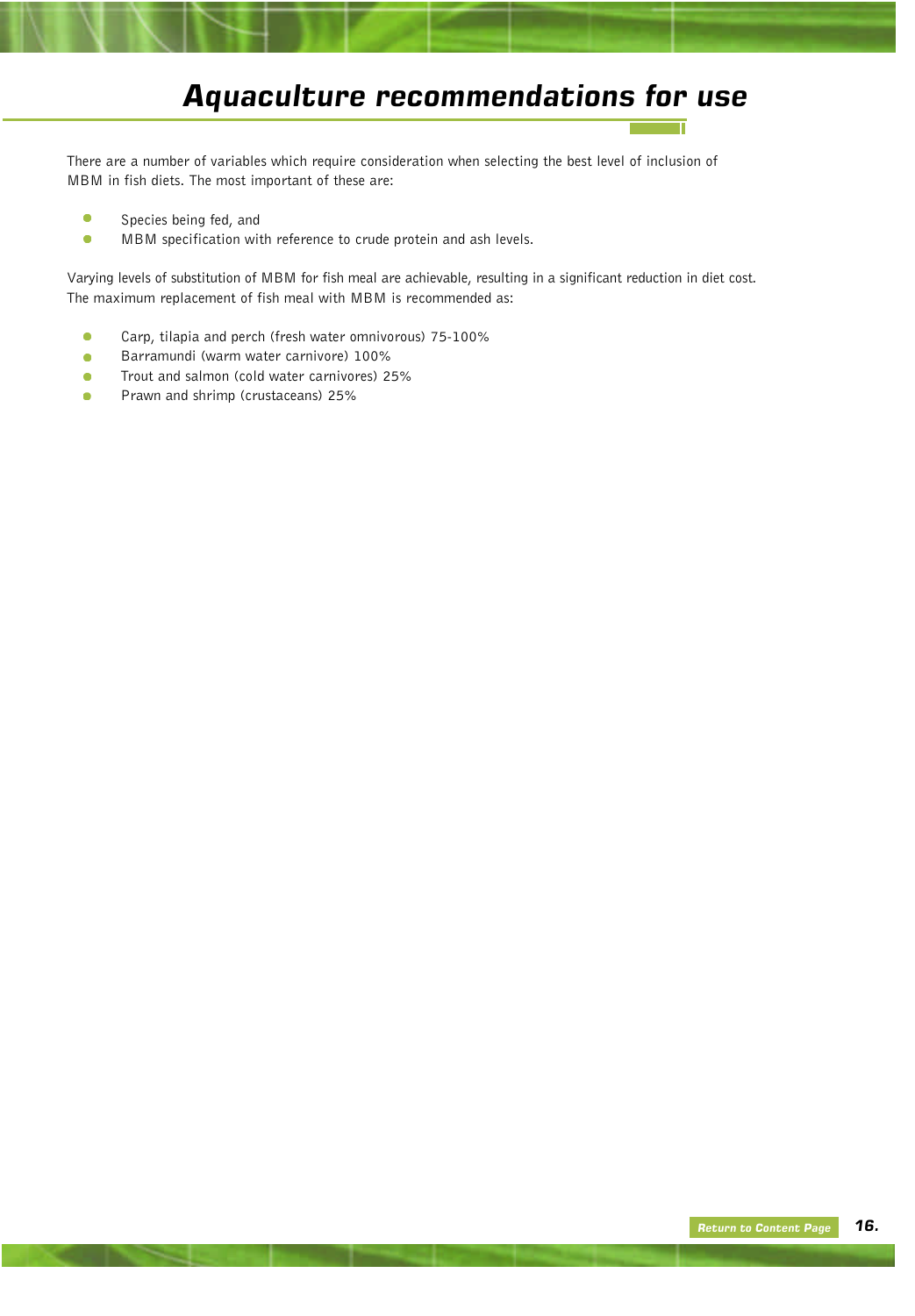# *Aquaculture recommendations for use*

There are a number of variables which require consideration when selecting the best level of inclusion of MBM in fish diets. The most important of these are:

- Species being fed, and
- MBM specification with reference to crude protein and ash levels.

Varying levels of substitution of MBM for fish meal are achievable, resulting in a significant reduction in diet cost. The maximum replacement of fish meal with MBM is recommended as:

- Carp, tilapia and perch (fresh water omnivorous) 75-100%
- Barramundi (warm water carnivore) 100%
- Trout and salmon (cold water carnivores) 25%
- Prawn and shrimp (crustaceans) 25%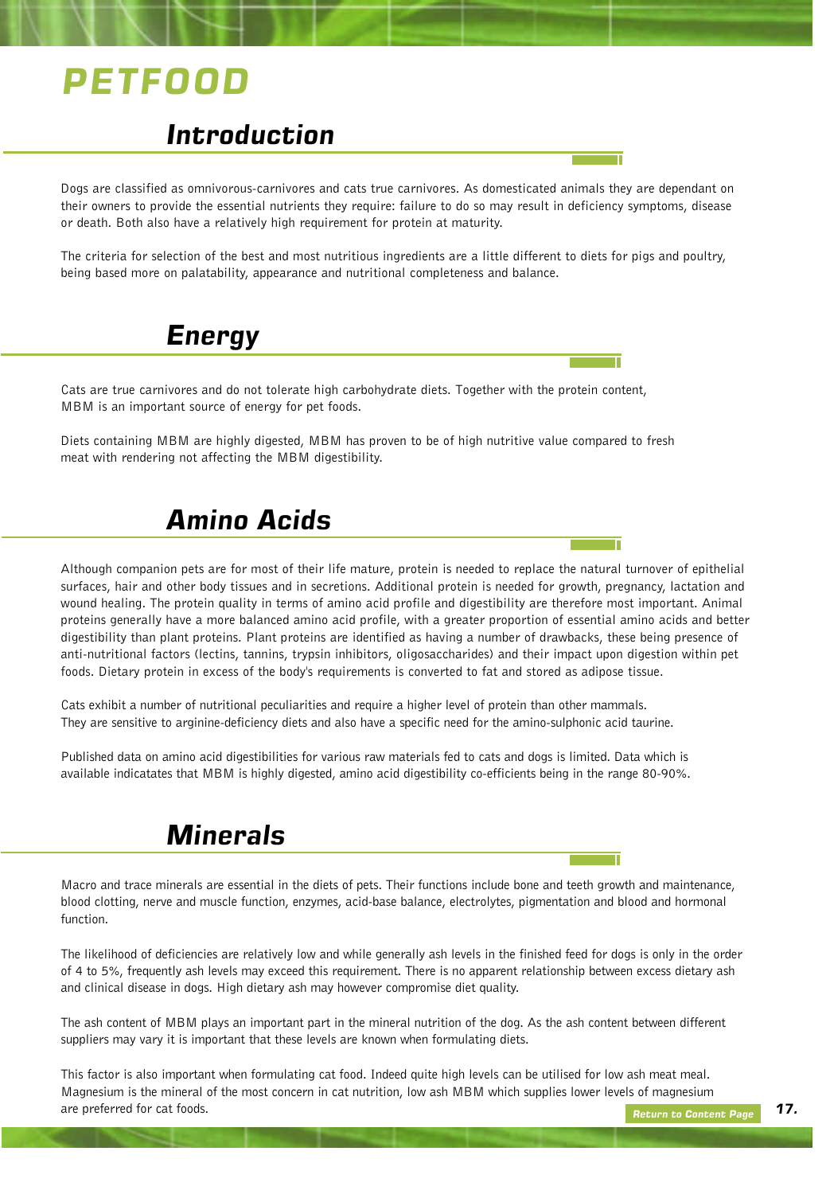# PETFOOD

## Introduction

Dogs are classified as omnivorous-carnivores and cats true carnivores. As domesticated animals they are dependant on their owners to provide the essential nutrients they require: failure to do so may result in deficiency symptoms, disease or death. Both also have a relatively high requirement for protein at maturity.

The criteria for selection of the best and most nutritious ingredients are a little different to diets for pigs and poultry, being based more on palatability, appearance and nutritional completeness and balance.

## Energy

Cats are true carnivores and do not tolerate high carbohydrate diets. Together with the protein content, MBM is an important source of energy for pet foods.

Diets containing MBM are highly digested, MBM has proven to be of high nutritive value compared to fresh meat with rendering not affecting the MBM digestibility.

## Amino Acids

Although companion pets are for most of their life mature, protein is needed to replace the natural turnover of epithelial surfaces, hair and other body tissues and in secretions. Additional protein is needed for growth, pregnancy, lactation and wound healing. The protein quality in terms of amino acid profile and digestibility are therefore most important. Animal proteins generally have a more balanced amino acid profile, with a greater proportion of essential amino acids and better digestibility than plant proteins. Plant proteins are identified as having a number of drawbacks, these being presence of anti-nutritional factors (lectins, tannins, trypsin inhibitors, oligosaccharides) and their impact upon digestion within pet foods. Dietary protein in excess of the body's requirements is converted to fat and stored as adipose tissue.

Cats exhibit a number of nutritional peculiarities and require a higher level of protein than other mammals. They are sensitive to arginine-deficiency diets and also have a specific need for the amino-sulphonic acid taurine.

Published data on amino acid digestibilities for various raw materials fed to cats and dogs is limited. Data which is available indicatates that MBM is highly digested, amino acid digestibility co-efficients being in the range 80-90%.

## Minerals

Macro and trace minerals are essential in the diets of pets. Their functions include bone and teeth growth and maintenance, blood clotting, nerve and muscle function, enzymes, acid-base balance, electrolytes, pigmentation and blood and hormonal function.

The likelihood of deficiencies are relatively low and while generally ash levels in the finished feed for dogs is only in the order of 4 to 5%, frequently ash levels may exceed this requirement. There is no apparent relationship between excess dietary ash and clinical disease in dogs. High dietary ash may however compromise diet quality.

The ash content of MBM plays an important part in the mineral nutrition of the dog. As the ash content between different suppliers may vary it is important that these levels are known when formulating diets.

This factor is also important when formulating cat food. Indeed quite high levels can be utilised for low ash meat meal. Magnesium is the mineral of the most concern in cat nutrition, low ash MBM which supplies lower levels of magnesium are preferred for cat foods.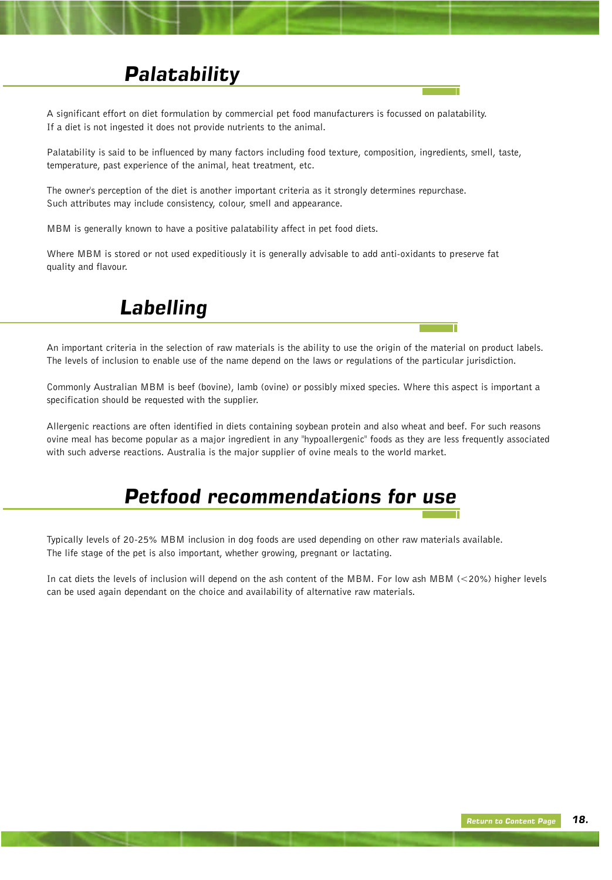## Palatability

A significant effort on diet formulation by commercial pet food manufacturers is focussed on palatability. If a diet is not ingested it does not provide nutrients to the animal.

Palatability is said to be influenced by many factors including food texture, composition, ingredients, smell, taste, temperature, past experience of the animal, heat treatment, etc.

The owner's perception of the diet is another important criteria as it strongly determines repurchase. Such attributes may include consistency, colour, smell and appearance.

MBM is generally known to have a positive palatability affect in pet food diets.

Where MBM is stored or not used expeditiously it is generally advisable to add anti-oxidants to preserve fat quality and flavour.

## Labelling

An important criteria in the selection of raw materials is the ability to use the origin of the material on product labels. The levels of inclusion to enable use of the name depend on the laws or regulations of the particular jurisdiction.

Commonly Australian MBM is beef (bovine), lamb (ovine) or possibly mixed species. Where this aspect is important a specification should be requested with the supplier.

Allergenic reactions are often identified in diets containing soybean protein and also wheat and beef. For such reasons ovine meal has become popular as a major ingredient in any "hypoallergenic" foods as they are less frequently associated with such adverse reactions. Australia is the major supplier of ovine meals to the world market.

## Petfood recommendations for use

Typically levels of 20-25% MBM inclusion in dog foods are used depending on other raw materials available. The life stage of the pet is also important, whether growing, pregnant or lactating.

In cat diets the levels of inclusion will depend on the ash content of the MBM. For low ash MBM (<20%) higher levels can be used again dependant on the choice and availability of alternative raw materials.